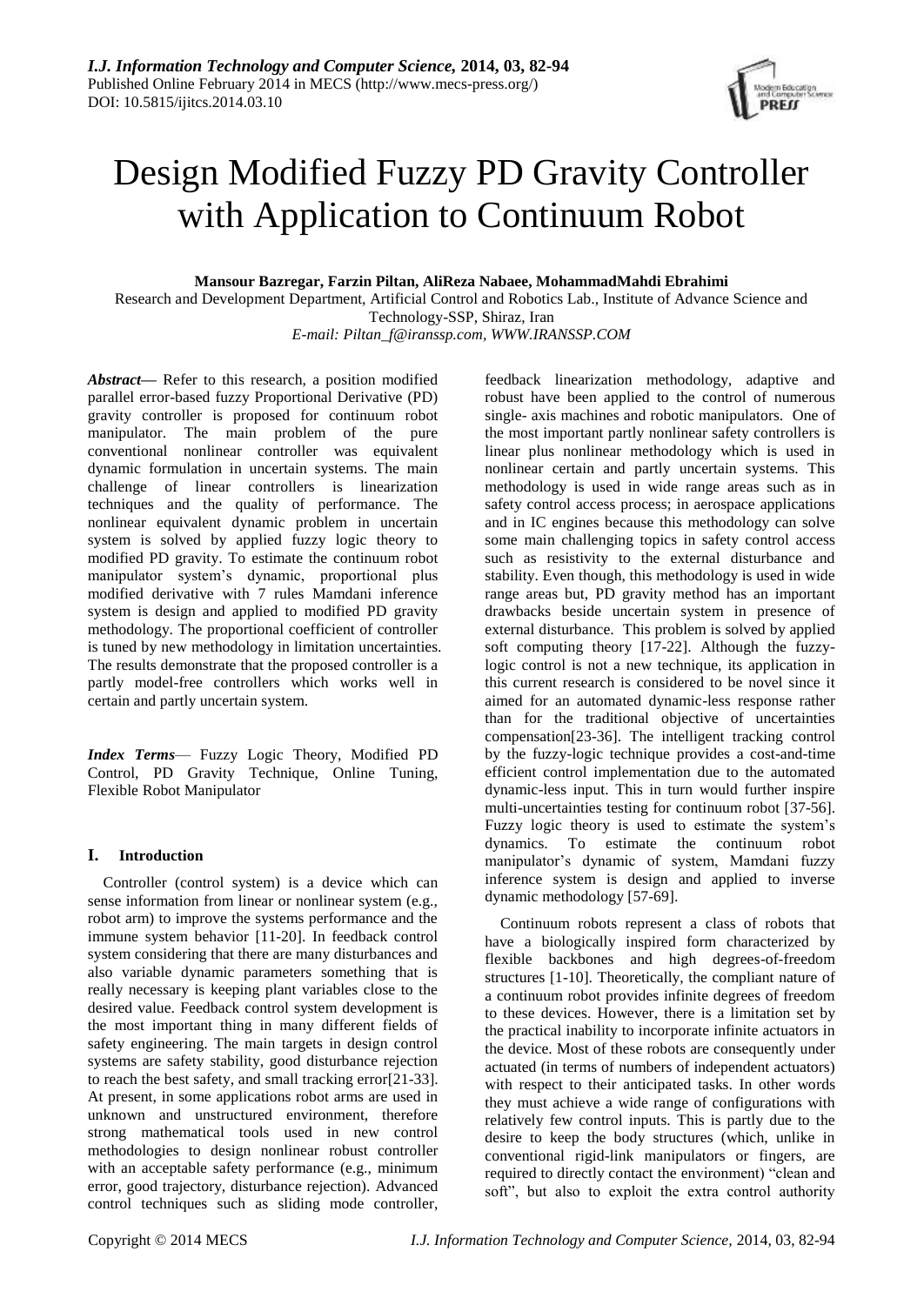# Design Modified Fuzzy PD Gravity Controller with Application to Continuum Robot

**Mansour Bazregar, Farzin Piltan, AliReza Nabaee, MohammadMahdi Ebrahimi**

Research and Development Department, Artificial Control and Robotics Lab., Institute of Advance Science and Technology-SSP, Shiraz, Iran

*E-mail: Piltan_f@iranssp.com, WWW.IRANSSP.COM*

***Abstract*—** Refer to this research, a position modified parallel error-based fuzzy Proportional Derivative (PD) gravity controller is proposed for continuum robot manipulator. The main problem of the pure conventional nonlinear controller was equivalent dynamic formulation in uncertain systems. The main challenge of linear controllers is linearization techniques and the quality of performance. The nonlinear equivalent dynamic problem in uncertain system is solved by applied fuzzy logic theory to modified PD gravity. To estimate the continuum robot manipulator system's dynamic, proportional plus modified derivative with 7 rules Mamdani inference system is design and applied to modified PD gravity methodology. The proportional coefficient of controller is tuned by new methodology in limitation uncertainties. The results demonstrate that the proposed controller is a partly model-free controllers which works well in certain and partly uncertain system.

***Index Terms*—** Fuzzy Logic Theory, Modified PD Control, PD Gravity Technique, Online Tuning, Flexible Robot Manipulator

## I. Introduction

Controller (control system) is a device which can sense information from linear or nonlinear system (e.g., robot arm) to improve the systems performance and the immune system behavior [11-20]. In feedback control system considering that there are many disturbances and also variable dynamic parameters something that is really necessary is keeping plant variables close to the desired value. Feedback control system development is the most important thing in many different fields of safety engineering. The main targets in design control systems are safety stability, good disturbance rejection to reach the best safety, and small tracking error[21-33]. At present, in some applications robot arms are used in unknown and unstructured environment, therefore strong mathematical tools used in new control methodologies to design nonlinear robust controller with an acceptable safety performance (e.g., minimum error, good trajectory, disturbance rejection). Advanced control techniques such as sliding mode controller, feedback linearization methodology, adaptive and robust have been applied to the control of numerous single- axis machines and robotic manipulators. One of the most important partly nonlinear safety controllers is linear plus nonlinear methodology which is used in nonlinear certain and partly uncertain systems. This methodology is used in wide range areas such as in safety control access process; in aerospace applications and in IC engines because this methodology can solve some main challenging topics in safety control access such as resistivity to the external disturbance and stability. Even though, this methodology is used in wide range areas but, PD gravity method has an important drawbacks beside uncertain system in presence of external disturbance. This problem is solved by applied soft computing theory [17-22]. Although the fuzzy-logic control is not a new technique, its application in this current research is considered to be novel since it aimed for an automated dynamic-less response rather than for the traditional objective of uncertainties compensation[23-36]. The intelligent tracking control by the fuzzy-logic technique provides a cost-and-time efficient control implementation due to the automated dynamic-less input. This in turn would further inspire multi-uncertainties testing for continuum robot [37-56]. Fuzzy logic theory is used to estimate the system's dynamics. To estimate the continuum robot manipulator's dynamic of system, Mamdani fuzzy inference system is design and applied to inverse dynamic methodology [57-69].

Continuum robots represent a class of robots that have a biologically inspired form characterized by flexible backbones and high degrees-of-freedom structures [1-10]. Theoretically, the compliant nature of a continuum robot provides infinite degrees of freedom to these devices. However, there is a limitation set by the practical inability to incorporate infinite actuators in the device. Most of these robots are consequently under actuated (in terms of numbers of independent actuators) with respect to their anticipated tasks. In other words they must achieve a wide range of configurations with relatively few control inputs. This is partly due to the desire to keep the body structures (which, unlike in conventional rigid-link manipulators or fingers, are required to directly contact the environment) "clean and soft", but also to exploit the extra control authority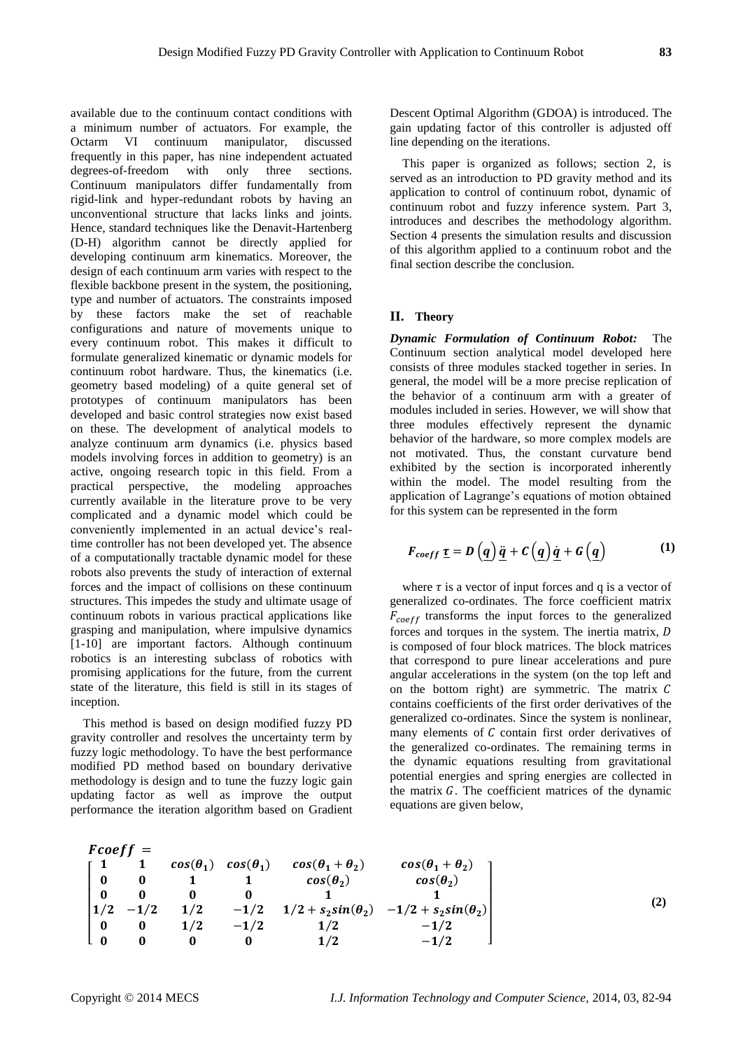available due to the continuum contact conditions with a minimum number of actuators. For example, the Octarm VI continuum manipulator, discussed frequently in this paper, has nine independent actuated degrees-of-freedom with only three sections. Continuum manipulators differ fundamentally from rigid-link and hyper-redundant robots by having an unconventional structure that lacks links and joints. Hence, standard techniques like the Denavit-Hartenberg (D-H) algorithm cannot be directly applied for developing continuum arm kinematics. Moreover, the design of each continuum arm varies with respect to the flexible backbone present in the system, the positioning, type and number of actuators. The constraints imposed by these factors make the set of reachable configurations and nature of movements unique to every continuum robot. This makes it difficult to formulate generalized kinematic or dynamic models for continuum robot hardware. Thus, the kinematics (i.e. geometry based modeling) of a quite general set of prototypes of continuum manipulators has been developed and basic control strategies now exist based on these. The development of analytical models to analyze continuum arm dynamics (i.e. physics based models involving forces in addition to geometry) is an active, ongoing research topic in this field. From a practical perspective, the modeling approaches currently available in the literature prove to be very complicated and a dynamic model which could be conveniently implemented in an actual device's real-time controller has not been developed yet. The absence of a computationally tractable dynamic model for these robots also prevents the study of interaction of external forces and the impact of collisions on these continuum structures. This impedes the study and ultimate usage of continuum robots in various practical applications like grasping and manipulation, where impulsive dynamics [1-10] are important factors. Although continuum robotics is an interesting subclass of robotics with promising applications for the future, from the current state of the literature, this field is still in its stages of inception.

This method is based on design modified fuzzy PD gravity controller and resolves the uncertainty term by fuzzy logic methodology. To have the best performance modified PD method based on boundary derivative methodology is design and to tune the fuzzy logic gain updating factor as well as improve the output performance the iteration algorithm based on Gradient Descent Optimal Algorithm (GDOA) is introduced. The gain updating factor of this controller is adjusted off line depending on the iterations.

This paper is organized as follows; section 2, is served as an introduction to PD gravity method and its application to control of continuum robot, dynamic of continuum robot and fuzzy inference system. Part 3, introduces and describes the methodology algorithm. Section 4 presents the simulation results and discussion of this algorithm applied to a continuum robot and the final section describe the conclusion.

## II. Theory

***Dynamic Formulation of Continuum Robot:*** The Continuum section analytical model developed here consists of three modules stacked together in series. In general, the model will be a more precise replication of the behavior of a continuum arm with a greater of modules included in series. However, we will show that three modules effectively represent the dynamic behavior of the hardware, so more complex models are not motivated. Thus, the constant curvature bend exhibited by the section is incorporated inherently within the model. The model resulting from the application of Lagrange's equations of motion obtained for this system can be represented in the form

$$F_{coeff}\,\underline{\tau} = D\left(\underline{q}\right)\underline{\ddot{q}} + C\left(\underline{q}\right)\underline{\dot{q}} + G\left(\underline{q}\right) \tag{1}$$

where $\tau$ is a vector of input forces and q is a vector of generalized co-ordinates. The force coefficient matrix $F_{coeff}$ transforms the input forces to the generalized forces and torques in the system. The inertia matrix, $D$ is composed of four block matrices. The block matrices that correspond to pure linear accelerations and pure angular accelerations in the system (on the top left and on the bottom right) are symmetric. The matrix $C$ contains coefficients of the first order derivatives of the generalized co-ordinates. Since the system is nonlinear, many elements of $C$ contain first order derivatives of the generalized co-ordinates. The remaining terms in the dynamic equations resulting from gravitational potential energies and spring energies are collected in the matrix $G$. The coefficient matrices of the dynamic equations are given below,

$$Fcoeff = \begin{bmatrix} 1 & 1 & cos(\theta_1) & cos(\theta_1) & cos(\theta_1+\theta_2) & cos(\theta_1+\theta_2) \\ 0 & 0 & 1 & 1 & cos(\theta_2) & cos(\theta_2) \\ 0 & 0 & 0 & 0 & 1 & 1 \\ 1/2 & -1/2 & 1/2 & -1/2 & 1/2+s_2 sin(\theta_2) & -1/2+s_2 sin(\theta_2) \\ 0 & 0 & 1/2 & -1/2 & 1/2 & -1/2 \\ 0 & 0 & 0 & 0 & 1/2 & -1/2 \end{bmatrix} \tag{2}$$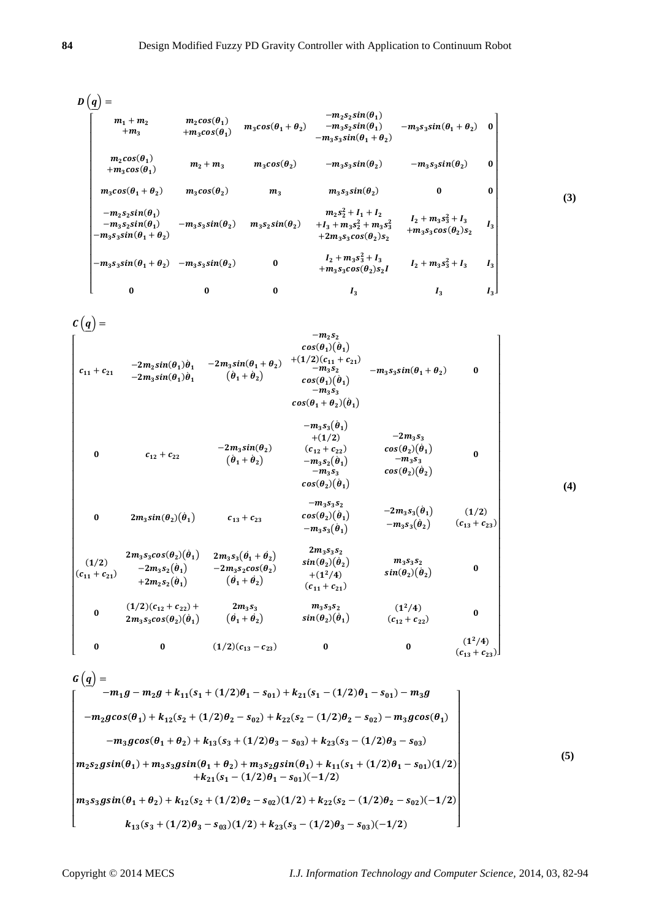$$
D\left(q\right)=
\begin{bmatrix}
m_1+m_2+m_3 & m_2cos(\theta_1)+m_3cos(\theta_1) & m_3cos(\theta_1+\theta_2) & -m_2s_2sin(\theta_1)-m_3s_2sin(\theta_1)-m_3s_3sin(\theta_1+\theta_2) & -m_3s_3sin(\theta_1+\theta_2) & 0 \\
m_2cos(\theta_1)+m_3cos(\theta_1) & m_2+m_3 & m_3cos(\theta_2) & -m_3s_3sin(\theta_2) & -m_3s_3sin(\theta_2) & 0 \\
m_3cos(\theta_1+\theta_2) & m_3cos(\theta_2) & m_3 & m_3s_3sin(\theta_2) & 0 & 0 \\
-m_2s_2sin(\theta_1)-m_3s_2sin(\theta_1)-m_3s_3sin(\theta_1+\theta_2) & -m_3s_3sin(\theta_2) & m_3s_2sin(\theta_2) & m_2s_2^2+I_1+I_2+I_3+m_3s_2^2+m_3s_3^2+2m_3s_3cos(\theta_2)s_2 & I_2+m_3s_3^2+I_3+m_3s_3cos(\theta_2)s_2 & I_3 \\
-m_3s_3sin(\theta_1+\theta_2) & -m_3s_3sin(\theta_2) & 0 & I_2+m_3s_3^2+I_3+m_3s_3cos(\theta_2)s_2I & I_2+m_3s_3^2+I_3 & I_3 \\
0 & 0 & 0 & I_3 & I_3 & I_3
\end{bmatrix}
\tag{3}
$$

$$
C\left(q\right)=
\begin{bmatrix}
c_{11}+c_{21} & -2m_2sin(\theta_1)\dot{\theta}_1-2m_3sin(\theta_1)\dot{\theta}_1 & -2m_3sin(\theta_1+\theta_2)(\dot{\theta}_1+\dot{\theta}_2) & -m_2s_2cos(\theta_1)(\dot{\theta}_1)+(1/2)(c_{11}+c_{21})-m_3s_2cos(\theta_1)(\dot{\theta}_1)-m_3s_3cos(\theta_1+\theta_2)(\dot{\theta}_1) & -m_3s_3sin(\theta_1+\theta_2) & 0 \\
0 & c_{12}+c_{22} & -2m_3sin(\theta_2)(\dot{\theta}_1+\dot{\theta}_2) & -m_3s_3(\dot{\theta}_1)+(1/2)(c_{12}+c_{22})-m_3s_2(\dot{\theta}_1)-m_3s_3cos(\theta_2)(\dot{\theta}_1) & -2m_3s_3cos(\theta_2)(\dot{\theta}_1)-m_3s_3cos(\theta_2)(\dot{\theta}_2) & 0 \\
0 & 2m_3sin(\theta_2)(\dot{\theta}_1) & c_{13}+c_{23} & -m_3s_3s_2cos(\theta_2)(\dot{\theta}_1)-m_3s_3(\dot{\theta}_1) & -2m_3s_3(\dot{\theta}_1)-m_3s_3(\dot{\theta}_2) & (1/2)(c_{13}+c_{23}) \\
(1/2)(c_{11}+c_{21}) & 2m_3s_3cos(\theta_2)(\dot{\theta}_1)-2m_3s_2(\dot{\theta}_1)+2m_2s_2(\dot{\theta}_1) & 2m_3s_3(\dot{\theta}_1+\dot{\theta}_2)-2m_3s_2cos(\theta_2)(\dot{\theta}_1+\dot{\theta}_2) & 2m_3s_3s_2sin(\theta_2)(\dot{\theta}_2)+(1^2/4)(c_{11}+c_{21}) & m_3s_3s_2sin(\theta_2)(\dot{\theta}_2) & 0 \\
0 & (1/2)(c_{12}+c_{22})+2m_3s_3cos(\theta_2)(\dot{\theta}_1) & 2m_3s_3(\dot{\theta}_1+\dot{\theta}_2) & m_3s_3s_2sin(\theta_2)(\dot{\theta}_1) & (1^2/4)(c_{12}+c_{22}) & 0 \\
0 & 0 & (1/2)(c_{13}-c_{23}) & 0 & 0 & (1^2/4)(c_{13}+c_{23})
\end{bmatrix}
\tag{4}
$$

$$
G\left(q\right)=
\begin{bmatrix}
-m_1g-m_2g+k_{11}(s_1+(1/2)\theta_1-s_{01})+k_{21}(s_1-(1/2)\theta_1-s_{01})-m_3g \\
-m_2gcos(\theta_1)+k_{12}(s_2+(1/2)\theta_2-s_{02})+k_{22}(s_2-(1/2)\theta_2-s_{02})-m_3gcos(\theta_1) \\
-m_3gcos(\theta_1+\theta_2)+k_{13}(s_3+(1/2)\theta_3-s_{03})+k_{23}(s_3-(1/2)\theta_3-s_{03}) \\
m_2s_2gsin(\theta_1)+m_3s_3gsin(\theta_1+\theta_2)+m_3s_2gsin(\theta_1)+k_{11}(s_1+(1/2)\theta_1-s_{01})(1/2)+k_{21}(s_1-(1/2)\theta_1-s_{01})(-1/2) \\
m_3s_3gsin(\theta_1+\theta_2)+k_{12}(s_2+(1/2)\theta_2-s_{02})(1/2)+k_{22}(s_2-(1/2)\theta_2-s_{02})(-1/2) \\
k_{13}(s_3+(1/2)\theta_3-s_{03})(1/2)+k_{23}(s_3-(1/2)\theta_3-s_{03})(-1/2)
\end{bmatrix}
\tag{5}
$$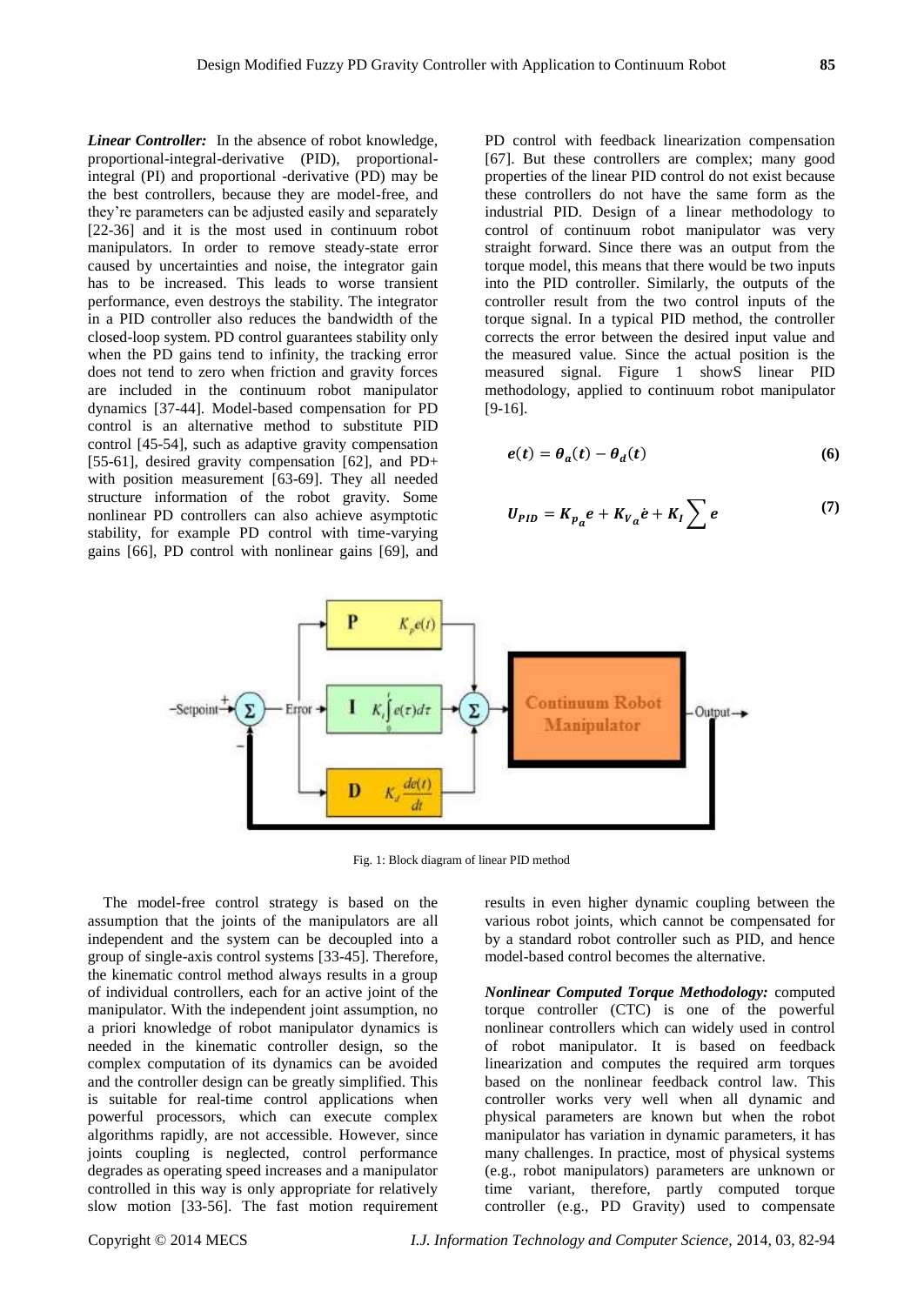***Linear Controller:*** In the absence of robot knowledge, proportional-integral-derivative (PID), proportional-integral (PI) and proportional -derivative (PD) may be the best controllers, because they are model-free, and they're parameters can be adjusted easily and separately [22-36] and it is the most used in continuum robot manipulators. In order to remove steady-state error caused by uncertainties and noise, the integrator gain has to be increased. This leads to worse transient performance, even destroys the stability. The integrator in a PID controller also reduces the bandwidth of the closed-loop system. PD control guarantees stability only when the PD gains tend to infinity, the tracking error does not tend to zero when friction and gravity forces are included in the continuum robot manipulator dynamics [37-44]. Model-based compensation for PD control is an alternative method to substitute PID control [45-54], such as adaptive gravity compensation [55-61], desired gravity compensation [62], and PD+ with position measurement [63-69]. They all needed structure information of the robot gravity. Some nonlinear PD controllers can also achieve asymptotic stability, for example PD control with time-varying gains [66], PD control with nonlinear gains [69], and PD control with feedback linearization compensation [67]. But these controllers are complex; many good properties of the linear PID control do not exist because these controllers do not have the same form as the industrial PID. Design of a linear methodology to control of continuum robot manipulator was very straight forward. Since there was an output from the torque model, this means that there would be two inputs into the PID controller. Similarly, the outputs of the controller result from the two control inputs of the torque signal. In a typical PID method, the controller corrects the error between the desired input value and the measured value. Since the actual position is the measured signal. Figure 1 showS linear PID methodology, applied to continuum robot manipulator [9-16].

$$e(t) = \theta_a(t) - \theta_d(t) \tag{6}$$

$$U_{PID} = K_{p_a}e + K_{V_a}\dot{e} + K_I \sum e \tag{7}$$

Fig. 1: Block diagram of linear PID method

The model-free control strategy is based on the assumption that the joints of the manipulators are all independent and the system can be decoupled into a group of single-axis control systems [33-45]. Therefore, the kinematic control method always results in a group of individual controllers, each for an active joint of the manipulator. With the independent joint assumption, no a priori knowledge of robot manipulator dynamics is needed in the kinematic controller design, so the complex computation of its dynamics can be avoided and the controller design can be greatly simplified. This is suitable for real-time control applications when powerful processors, which can execute complex algorithms rapidly, are not accessible. However, since joints coupling is neglected, control performance degrades as operating speed increases and a manipulator controlled in this way is only appropriate for relatively slow motion [33-56]. The fast motion requirement results in even higher dynamic coupling between the various robot joints, which cannot be compensated for by a standard robot controller such as PID, and hence model-based control becomes the alternative.

***Nonlinear Computed Torque Methodology:*** computed torque controller (CTC) is one of the powerful nonlinear controllers which can widely used in control of robot manipulator. It is based on feedback linearization and computes the required arm torques based on the nonlinear feedback control law. This controller works very well when all dynamic and physical parameters are known but when the robot manipulator has variation in dynamic parameters, it has many challenges. In practice, most of physical systems (e.g., robot manipulators) parameters are unknown or time variant, therefore, partly computed torque controller (e.g., PD Gravity) used to compensate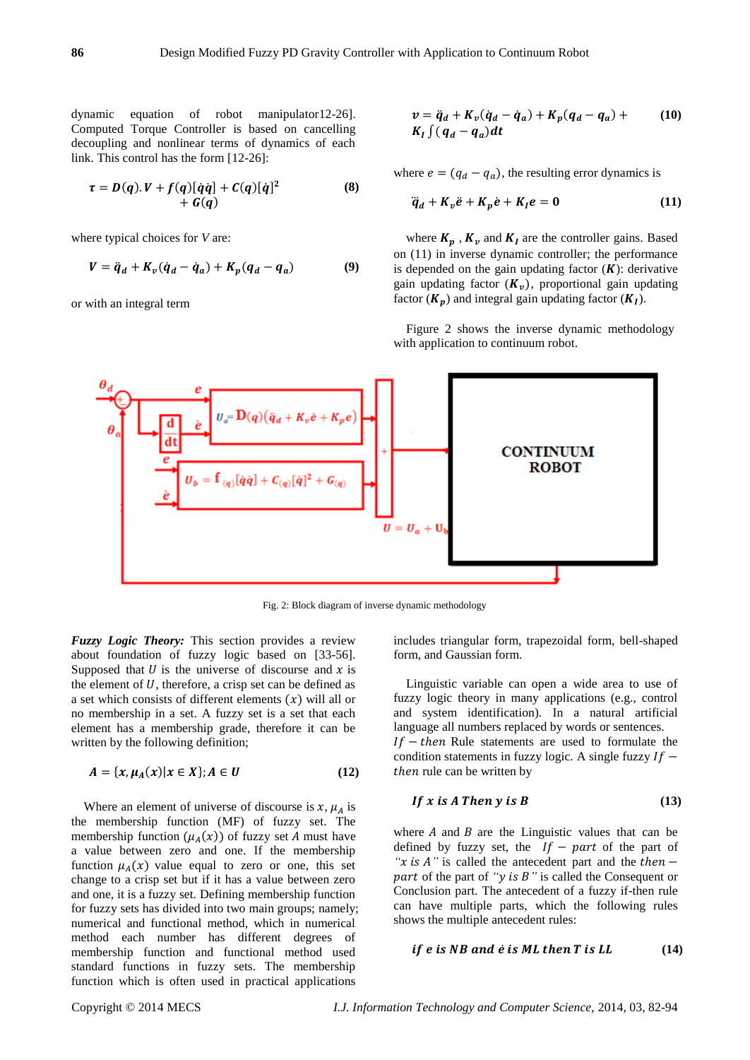dynamic equation of robot manipulator12-26]. Computed Torque Controller is based on cancelling decoupling and nonlinear terms of dynamics of each link. This control has the form [12-26]:

$$\boldsymbol{\tau} = \boldsymbol{D}(\boldsymbol{q}).\boldsymbol{V} + \boldsymbol{f}(\boldsymbol{q})[\dot{\boldsymbol{q}}\dot{\boldsymbol{q}}] + \boldsymbol{C}(\boldsymbol{q})[\dot{\boldsymbol{q}}]^2 + \boldsymbol{G}(\boldsymbol{q}) \tag{8}$$

where typical choices for $V$ are:

$$\boldsymbol{V} = \ddot{\boldsymbol{q}}_d + \boldsymbol{K}_v(\dot{\boldsymbol{q}}_d - \dot{\boldsymbol{q}}_a) + \boldsymbol{K}_p(\boldsymbol{q}_d - \boldsymbol{q}_a) \tag{9}$$

or with an integral term

$$\boldsymbol{v} = \ddot{\boldsymbol{q}}_d + \boldsymbol{K}_v(\dot{\boldsymbol{q}}_d - \dot{\boldsymbol{q}}_a) + \boldsymbol{K}_p(\boldsymbol{q}_d - \boldsymbol{q}_a) + \boldsymbol{K}_I \int (\boldsymbol{q}_d - \boldsymbol{q}_a)dt \tag{10}$$

where $e = (q_d - q_a)$, the resulting error dynamics is

$$\ddot{\boldsymbol{q}}_d + \boldsymbol{K}_v\ddot{\boldsymbol{e}} + \boldsymbol{K}_p\dot{\boldsymbol{e}} + \boldsymbol{K}_I\boldsymbol{e} = \boldsymbol{0} \tag{11}$$

where $\boldsymbol{K}_p$ , $\boldsymbol{K}_v$ and $\boldsymbol{K}_I$ are the controller gains. Based on (11) in inverse dynamic controller; the performance is depended on the gain updating factor ($\boldsymbol{K}$): derivative gain updating factor ($\boldsymbol{K}_v$), proportional gain updating factor ($\boldsymbol{K}_p$) and integral gain updating factor ($\boldsymbol{K}_I$).

Figure 2 shows the inverse dynamic methodology with application to continuum robot.

Fig. 2: Block diagram of inverse dynamic methodology

***Fuzzy Logic Theory:*** This section provides a review about foundation of fuzzy logic based on [33-56]. Supposed that $U$ is the universe of discourse and $x$ is the element of $U$, therefore, a crisp set can be defined as a set which consists of different elements ($x$) will all or no membership in a set. A fuzzy set is a set that each element has a membership grade, therefore it can be written by the following definition;

$$\boldsymbol{A} = \{\boldsymbol{x}, \boldsymbol{\mu}_A(\boldsymbol{x}) | \boldsymbol{x} \in \boldsymbol{X}\}; \boldsymbol{A} \in \boldsymbol{U} \tag{12}$$

Where an element of universe of discourse is $x$, $\mu_A$ is the membership function (MF) of fuzzy set. The membership function ($\mu_A(x)$) of fuzzy set $A$ must have a value between zero and one. If the membership function $\mu_A(x)$ value equal to zero or one, this set change to a crisp set but if it has a value between zero and one, it is a fuzzy set. Defining membership function for fuzzy sets has divided into two main groups; namely; numerical and functional method, which in numerical method each number has different degrees of membership function and functional used standard functions in fuzzy sets. The membership function which is often used in practical applications includes triangular form, trapezoidal form, bell-shaped form, and Gaussian form.

Linguistic variable can open a wide area to use of fuzzy logic theory in many applications (e.g., control and system identification). In a natural artificial language all numbers replaced by words or sentences. $If - then$ Rule statements are used to formulate the condition statements in fuzzy logic. A single fuzzy $If - then$ rule can be written by

$$\boldsymbol{If\ x\ is\ A\ Then\ y\ is\ B} \tag{13}$$

where $A$ and $B$ are the Linguistic values that can be defined by fuzzy set, the $If - part$ of the part of *"x is A"* is called the antecedent part and the $then - part$ of the part of *"y is B"* is called the Consequent or Conclusion part. The antecedent of a fuzzy if-then rule can have multiple parts, which the following rules shows the multiple antecedent rules:

$$\boldsymbol{if\ e\ is\ NB\ and\ \dot{e}\ is\ ML\ then\ T\ is\ LL} \tag{14}$$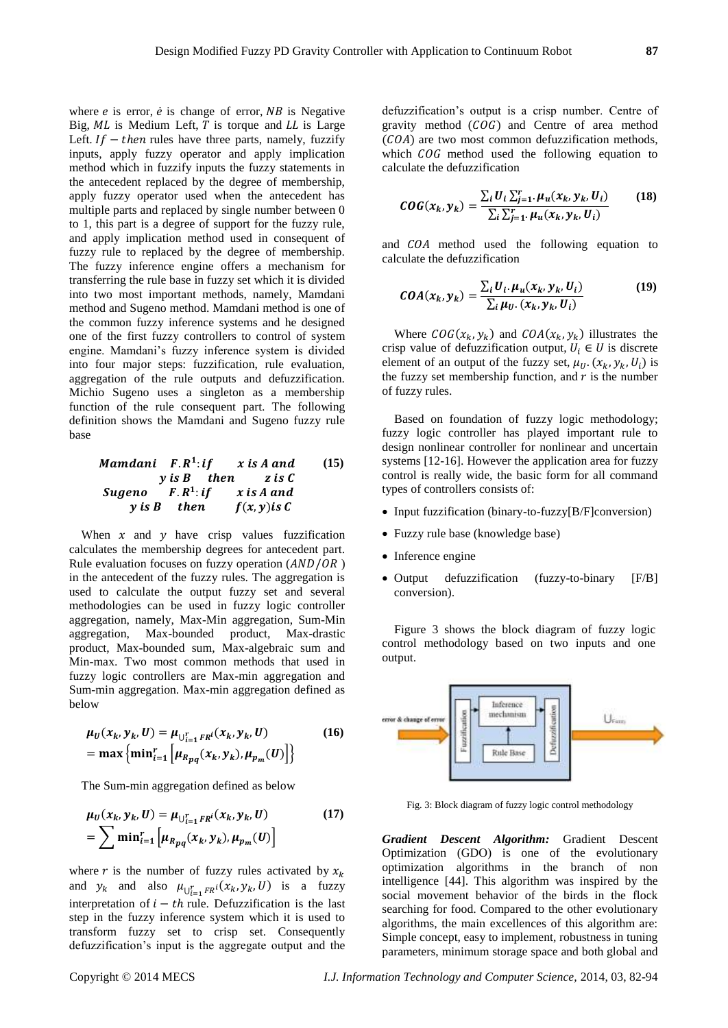where $e$ is error, $\dot{e}$ is change of error, $NB$ is Negative Big, $ML$ is Medium Left, $T$ is torque and $LL$ is Large Left. $If - then$ rules have three parts, namely, fuzzify inputs, apply fuzzy operator and apply implication method which in fuzzify inputs the fuzzy statements in the antecedent replaced by the degree of membership, apply fuzzy operator used when the antecedent has multiple parts and replaced by single number between 0 to 1, this part is a degree of support for the fuzzy rule, and apply implication method used in consequent of fuzzy rule to replaced by the degree of membership. The fuzzy inference engine offers a mechanism for transferring the rule base in fuzzy set which it is divided into two most important methods, namely, Mamdani method and Sugeno method. Mamdani method is one of the common fuzzy inference systems and he designed one of the first fuzzy controllers to control of system engine. Mamdani's fuzzy inference system is divided into four major steps: fuzzification, rule evaluation, aggregation of the rule outputs and defuzzification. Michio Sugeno uses a singleton as a membership function of the rule consequent part. The following definition shows the Mamdani and Sugeno fuzzy rule base

$$\begin{aligned} &\boldsymbol{Mamdani} \quad \boldsymbol{F.R^1: if} \quad \boldsymbol{x \text{ is } A \text{ and}} \\ &\quad \boldsymbol{y \text{ is } B} \quad \boldsymbol{then} \quad \boldsymbol{z \text{ is } C} \\ &\boldsymbol{Sugeno} \quad \boldsymbol{F.R^1: if} \quad \boldsymbol{x \text{ is } A \text{ and}} \\ &\quad \boldsymbol{y \text{ is } B} \quad \boldsymbol{then} \quad \boldsymbol{f(x,y) \text{ is } C} \end{aligned} \tag{15}$$

When $x$ and $y$ have crisp values fuzzification calculates the membership degrees for antecedent part. Rule evaluation focuses on fuzzy operation ($AND/OR$) in the antecedent of the fuzzy rules. The aggregation is used to calculate the output fuzzy set and several methodologies can be used in fuzzy logic controller aggregation, namely, Max-Min aggregation, Sum-Min aggregation, Max-bounded product, Max-drastic product, Max-bounded sum, Max-algebraic sum and Min-max. Two most common methods that used in fuzzy logic controllers are Max-min aggregation and Sum-min aggregation. Max-min aggregation defined as below

$$\begin{aligned} &\boldsymbol{\mu_U(x_k, y_k, U) = \mu_{\cup_{i=1}^{r} FR^i}(x_k, y_k, U)} \\ &\boldsymbol{= \max\left\{\min_{i=1}^{r}\left[\mu_{R_{pq}}(x_k, y_k), \mu_{p_m}(U)\right]\right\}} \end{aligned} \tag{16}$$

The Sum-min aggregation defined as below

$$\begin{aligned} &\boldsymbol{\mu_U(x_k, y_k, U) = \mu_{\cup_{i=1}^{r} FR^i}(x_k, y_k, U)} \\ &\boldsymbol{= \sum \min_{i=1}^{r}\left[\mu_{R_{pq}}(x_k, y_k), \mu_{p_m}(U)\right]} \end{aligned} \tag{17}$$

where $r$ is the number of fuzzy rules activated by $x_k$ and $y_k$ and also $\mu_{\cup_{i=1}^{r} FR^i}(x_k, y_k, U)$ is a fuzzy interpretation of $i-th$ rule. Defuzzification is the last step in the fuzzy inference system which it is used to transform fuzzy set to crisp set. Consequently defuzzification's input is the aggregate output and the defuzzification's output is a crisp number. Centre of gravity method ($COG$) and Centre of area method ($COA$) are two most common defuzzification methods, which $COG$ method used the following equation to calculate the defuzzification

$$\boldsymbol{COG(x_k, y_k) = \frac{\sum_i U_i \sum_{j=1}^{r} . \mu_u(x_k, y_k, U_i)}{\sum_i \sum_{j=1}^{r} . \mu_u(x_k, y_k, U_i)}} \tag{18}$$

and $COA$ method used the following equation to calculate the defuzzification

$$\boldsymbol{COA(x_k, y_k) = \frac{\sum_i U_i . \mu_u(x_k, y_k, U_i)}{\sum_i \mu_U . (x_k, y_k, U_i)}} \tag{19}$$

Where $COG(x_k, y_k)$ and $COA(x_k, y_k)$ illustrates the crisp value of defuzzification output, $U_i \in U$ is discrete element of an output of the fuzzy set, $\mu_U.(x_k, y_k, U_i)$ is the fuzzy set membership function, and $r$ is the number of fuzzy rules.

Based on foundation of fuzzy logic methodology; fuzzy logic controller has played important rule to design nonlinear controller for nonlinear and uncertain systems [12-16]. However the application area for fuzzy control is really wide, the basic form for all command types of controllers consists of:

- Input fuzzification (binary-to-fuzzy[B/F]conversion)
- Fuzzy rule base (knowledge base)
- Inference engine
- Output defuzzification (fuzzy-to-binary [F/B] conversion).

Figure 3 shows the block diagram of fuzzy logic control methodology based on two inputs and one output.

Fig. 3: Block diagram of fuzzy logic control methodology

***Gradient Descent Algorithm:*** Gradient Descent Optimization (GDO) is one of the evolutionary optimization algorithms in the branch of non intelligence [44]. This algorithm was inspired by the social movement behavior of the birds in the flock searching for food. Compared to the other evolutionary algorithms, the main excellences of this algorithm are: Simple concept, easy to implement, robustness in tuning parameters, minimum storage space and both global and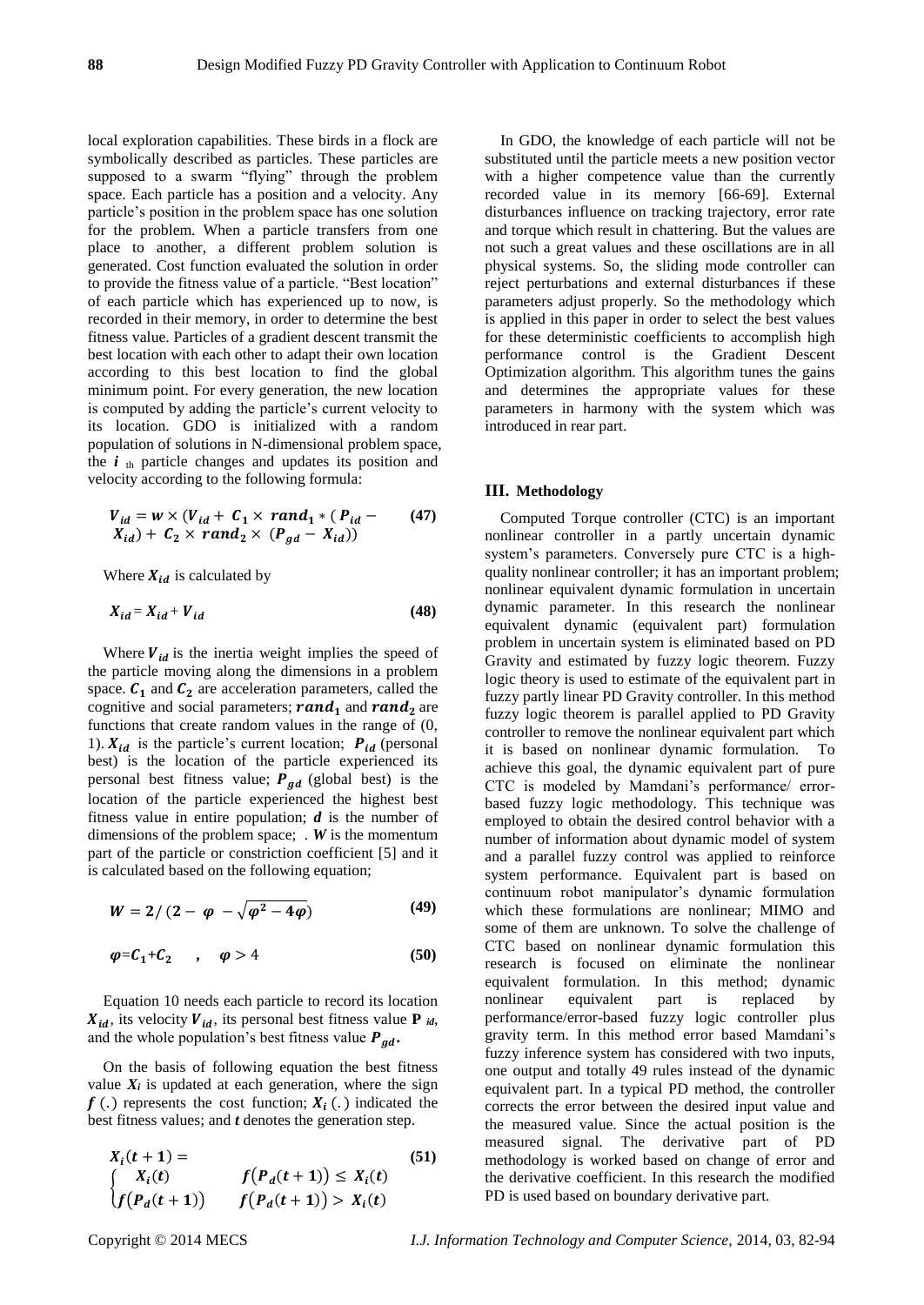local exploration capabilities. These birds in a flock are symbolically described as particles. These particles are supposed to a swarm "flying" through the problem space. Each particle has a position and a velocity. Any particle's position in the problem space has one solution for the problem. When a particle transfers from one place to another, a different problem solution is generated. Cost function evaluated the solution in order to provide the fitness value of a particle. "Best location" of each particle which has experienced up to now, is recorded in their memory, in order to determine the best fitness value. Particles of a gradient descent transmit the best location with each other to adapt their own location according to this best location to find the global minimum point. For every generation, the new location is computed by adding the particle's current velocity to its location. GDO is initialized with a random population of solutions in N-dimensional problem space, the $i$ th particle changes and updates its position and velocity according to the following formula:

$$V_{id} = w \times (V_{id} + C_1 \times rand_1 * (P_{id} - X_{id}) + C_2 \times rand_2 \times (P_{gd} - X_{id})) \quad (47)$$

Where $X_{id}$ is calculated by

$$X_{id} = X_{id} + V_{id} \quad (48)$$

Where $V_{id}$ is the inertia weight implies the speed of the particle moving along the dimensions in a problem space. $C_1$ and $C_2$ are acceleration parameters, called the cognitive and social parameters; $rand_1$ and $rand_2$ are functions that create random values in the range of (0, 1). $X_{id}$ is the particle's current location; $P_{id}$ (personal best) is the location of the particle experienced its personal best fitness value; $P_{gd}$ (global best) is the location of the particle experienced the highest best fitness value in entire population; $d$ is the number of dimensions of the problem space; . $W$ is the momentum part of the particle or constriction coefficient [5] and it is calculated based on the following equation;

$$W = 2/(2 - \varphi - \sqrt{\varphi^2 - 4\varphi}) \quad (49)$$

$$\varphi = C_1 + C_2 \quad , \quad \varphi > 4 \quad (50)$$

Equation 10 needs each particle to record its location $X_{id}$, its velocity $V_{id}$, its personal best fitness value $\mathbf{P}_{id}$, and the whole population's best fitness value $P_{gd}$.

On the basis of following equation the best fitness value $X_i$ is updated at each generation, where the sign $f(.)$ represents the cost function; $X_i(.)$ indicated the best fitness values; and $t$ denotes the generation step.

$$X_i(t+1) = \begin{cases} X_i(t) & f(P_d(t+1)) \leq X_i(t) \\ f(P_d(t+1)) & f(P_d(t+1)) > X_i(t) \end{cases} \quad (51)$$

In GDO, the knowledge of each particle will not be substituted until the particle meets a new position vector with a higher competence value than the currently recorded value in its memory [66-69]. External disturbances influence on tracking trajectory, error rate and torque which result in chattering. But the values are not such a great values and these oscillations are in all physical systems. So, the sliding mode controller can reject perturbations and external disturbances if these parameters adjust properly. So the methodology which is applied in this paper in order to select the best values for these deterministic coefficients to accomplish high performance control is the Gradient Descent Optimization algorithm. This algorithm tunes the gains and determines the appropriate values for these parameters in harmony with the system which was introduced in rear part.

## III. Methodology

Computed Torque controller (CTC) is an important nonlinear controller in a partly uncertain dynamic system's parameters. Conversely pure CTC is a high-quality nonlinear controller; it has an important problem; nonlinear equivalent dynamic formulation in uncertain dynamic parameter. In this research the nonlinear equivalent dynamic (equivalent part) formulation problem in uncertain system is eliminated based on PD Gravity and estimated by fuzzy logic theorem. Fuzzy logic theory is used to estimate of the equivalent part in fuzzy partly linear PD Gravity controller. In this method fuzzy logic theorem is parallel applied to PD Gravity controller to remove the nonlinear equivalent part which it is based on nonlinear dynamic formulation. To achieve this goal, the dynamic equivalent part of pure CTC is modeled by Mamdani's performance/ error-based fuzzy logic methodology. This technique was employed to obtain the desired control behavior with a number of information about dynamic model of system and a parallel fuzzy control was applied to reinforce system performance. Equivalent part is based on continuum robot manipulator's dynamic formulation which these formulations are nonlinear; MIMO and some of them are unknown. To solve the challenge of CTC based on nonlinear dynamic formulation this research is focused on eliminate the nonlinear equivalent formulation. In this method; dynamic nonlinear equivalent part is replaced by performance/error-based fuzzy logic controller plus gravity term. In this method error based Mamdani's fuzzy inference system has considered with two inputs, one output and totally 49 rules instead of the dynamic equivalent part. In a typical PD method, the controller corrects the error between the desired input value and the measured value. Since the actual position is the measured signal. The derivative part of PD methodology is worked based on change of error and the derivative coefficient. In this research the modified PD is used based on boundary derivative part.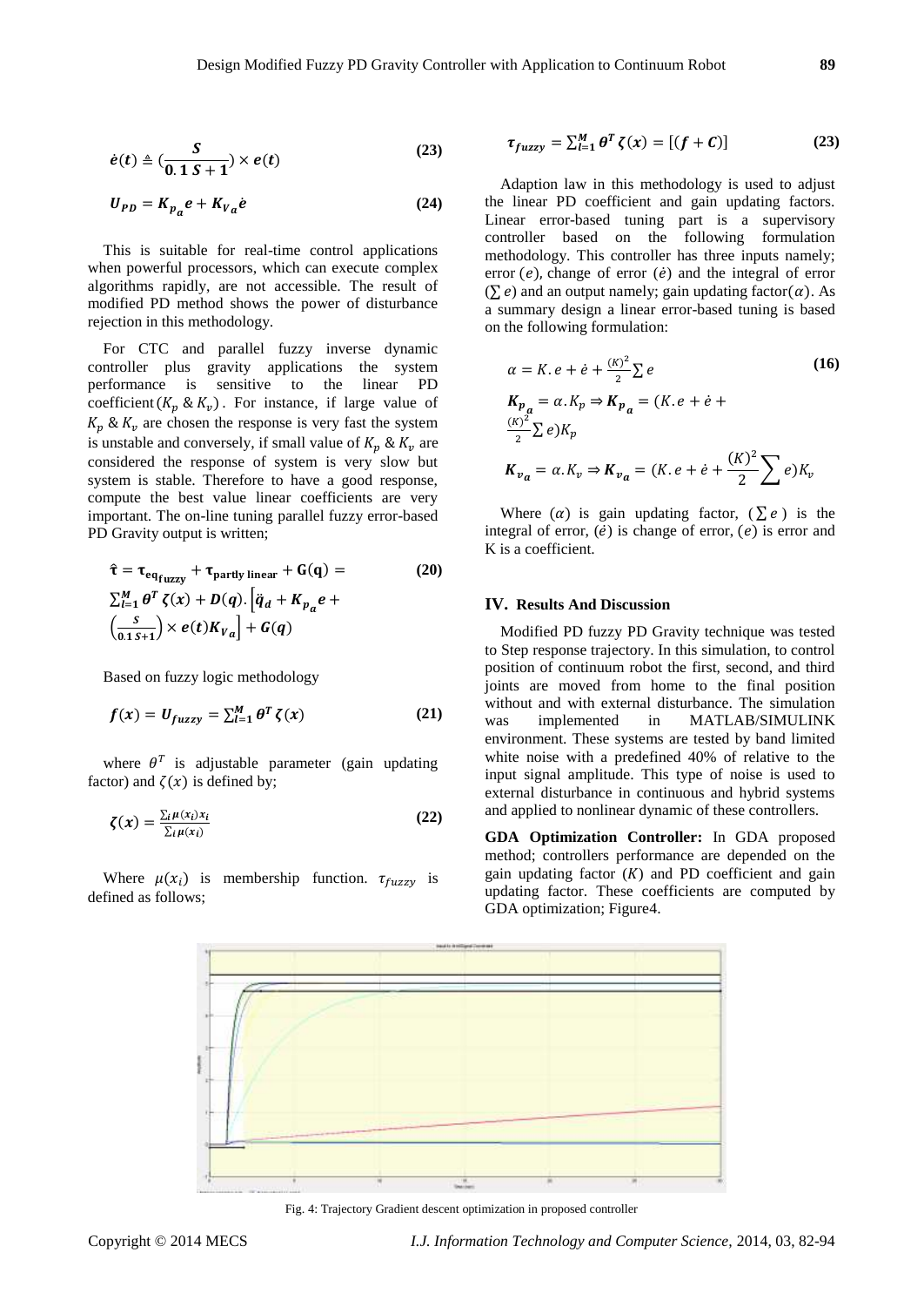$$\dot{e}(t) \triangleq (\frac{S}{0.1\,S+1}) \times e(t) \tag{23}$$

$$U_{PD} = K_{p_a}e + K_{V_a}\dot{e} \tag{24}$$

This is suitable for real-time control applications when powerful processors, which can execute complex algorithms rapidly, are not accessible. The result of modified PD method shows the power of disturbance rejection in this methodology.

For CTC and parallel fuzzy inverse dynamic controller plus gravity applications the system performance is sensitive to the linear PD coefficient $(K_p \,\&\, K_v)$. For instance, if large value of $K_p \,\&\, K_v$ are chosen the response is very fast the system is unstable and conversely, if small value of $K_p \,\&\, K_v$ are considered the response of system is very slow but system is stable. Therefore to have a good response, compute the best value linear coefficients are very important. The on-line tuning parallel fuzzy error-based PD Gravity output is written;

$$\hat{\tau} = \tau_{eq_{fuzzy}} + \tau_{partly\ linear} + G(q) = \sum_{l=1}^{M} \theta^T \zeta(x) + D(q).\left[\ddot{q}_d + K_{p_a}e + \left(\frac{s}{0.1\,s+1}\right) \times e(t)K_{V_a}\right] + G(q) \tag{20}$$

Based on fuzzy logic methodology

$$f(x) = U_{fuzzy} = \sum_{l=1}^{M} \theta^T \zeta(x) \tag{21}$$

where $\theta^T$ is adjustable parameter (gain updating factor) and $\zeta(x)$ is defined by;

$$\zeta(x) = \frac{\sum_i \mu(x_i) x_i}{\sum_i \mu(x_i)} \tag{22}$$

Where $\mu(x_i)$ is membership function. $\tau_{fuzzy}$ is defined as follows;

$$\tau_{fuzzy} = \sum_{l=1}^{M} \theta^T \zeta(x) = [(f + C)] \tag{23}$$

Adaption law in this methodology is used to adjust the linear PD coefficient and gain updating factors. Linear error-based tuning part is a supervisory controller based on the following formulation methodology. This controller has three inputs namely; error $(e)$, change of error $(\dot{e})$ and the integral of error $(\sum e)$ and an output namely; gain updating factor$(\alpha)$. As a summary design a linear error-based tuning is based on the following formulation:

$$\alpha = K.e + \dot{e} + \frac{(K)^2}{2}\sum e \tag{16}$$

$$K_{p_a} = \alpha.K_p \Rightarrow K_{p_a} = (K.e + \dot{e} + \frac{(K)^2}{2}\sum e)K_p$$

$$K_{v_a} = \alpha.K_v \Rightarrow K_{v_a} = (K.e + \dot{e} + \frac{(K)^2}{2}\sum e)K_v$$

Where $(\alpha)$ is gain updating factor, $(\sum e)$ is the integral of error, $(\dot{e})$ is change of error, $(e)$ is error and K is a coefficient.

## IV. Results And Discussion

Modified PD fuzzy PD Gravity technique was tested to Step response trajectory. In this simulation, to control position of continuum robot the first, second, and third joints are moved from home to the final position without and with external disturbance. The simulation was implemented in MATLAB/SIMULINK environment. These systems are tested by band limited white noise with a predefined 40% of relative to the input signal amplitude. This type of noise is used to external disturbance in continuous and hybrid systems and applied to nonlinear dynamic of these controllers.

**GDA Optimization Controller:** In GDA proposed method; controllers performance are depended on the gain updating factor $(K)$ and PD coefficient and gain updating factor. These coefficients are computed by GDA optimization; Figure4.

Fig. 4: Trajectory Gradient descent optimization in proposed controller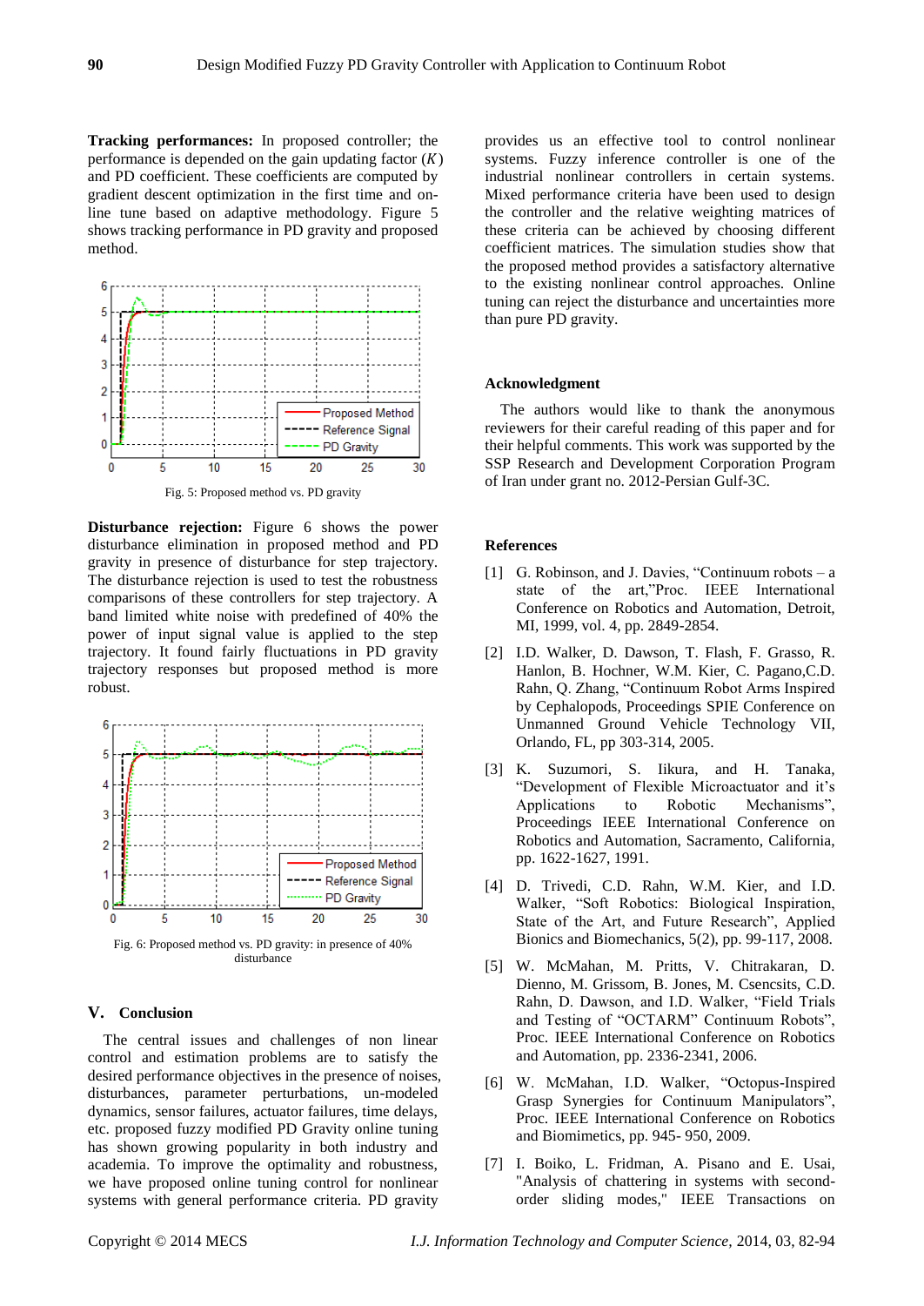**Tracking performances:** In proposed controller; the performance is depended on the gain updating factor ($K$) and PD coefficient. These coefficients are computed by gradient descent optimization in the first time and on-line tune based on adaptive methodology. Figure 5 shows tracking performance in PD gravity and proposed method.

Fig. 5: Proposed method vs. PD gravity

**Disturbance rejection:** Figure 6 shows the power disturbance elimination in proposed method and PD gravity in presence of disturbance for step trajectory. The disturbance rejection is used to test the robustness comparisons of these controllers for step trajectory. A band limited white noise with predefined of 40% the power of input signal value is applied to the step trajectory. It found fairly fluctuations in PD gravity trajectory responses but proposed method is more robust.

Fig. 6: Proposed method vs. PD gravity: in presence of 40% disturbance

## V. Conclusion

The central issues and challenges of non linear control and estimation problems are to satisfy the desired performance objectives in the presence of noises, disturbances, parameter perturbations, un-modeled dynamics, sensor failures, actuator failures, time delays, etc. proposed fuzzy modified PD Gravity online tuning has shown growing popularity in both industry and academia. To improve the optimality and robustness, we have proposed online tuning control for nonlinear systems with general performance criteria. PD gravity provides us an effective tool to control nonlinear systems. Fuzzy inference controller is one of the industrial nonlinear controllers in certain systems. Mixed performance criteria have been used to design the controller and the relative weighting matrices of these criteria can be achieved by choosing different coefficient matrices. The simulation studies show that the proposed method provides a satisfactory alternative to the existing nonlinear control approaches. Online tuning can reject the disturbance and uncertainties more than pure PD gravity.

## Acknowledgment

The authors would like to thank the anonymous reviewers for their careful reading of this paper and for their helpful comments. This work was supported by the SSP Research and Development Corporation Program of Iran under grant no. 2012-Persian Gulf-3C.

## References

[1] G. Robinson, and J. Davies, "Continuum robots – a state of the art,"Proc. IEEE International Conference on Robotics and Automation, Detroit, MI, 1999, vol. 4, pp. 2849-2854.

[2] I.D. Walker, D. Dawson, T. Flash, F. Grasso, R. Hanlon, B. Hochner, W.M. Kier, C. Pagano,C.D. Rahn, Q. Zhang, "Continuum Robot Arms Inspired by Cephalopods, Proceedings SPIE Conference on Unmanned Ground Vehicle Technology VII, Orlando, FL, pp 303-314, 2005.

[3] K. Suzumori, S. Iikura, and H. Tanaka, "Development of Flexible Microactuator and it's Applications to Robotic Mechanisms", Proceedings IEEE International Conference on Robotics and Automation, Sacramento, California, pp. 1622-1627, 1991.

[4] D. Trivedi, C.D. Rahn, W.M. Kier, and I.D. Walker, "Soft Robotics: Biological Inspiration, State of the Art, and Future Research", Applied Bionics and Biomechanics, 5(2), pp. 99-117, 2008.

[5] W. McMahan, M. Pritts, V. Chitrakaran, D. Dienno, M. Grissom, B. Jones, M. Csencsits, C.D. Rahn, D. Dawson, and I.D. Walker, "Field Trials and Testing of "OCTARM" Continuum Robots", Proc. IEEE International Conference on Robotics and Automation, pp. 2336-2341, 2006.

[6] W. McMahan, I.D. Walker, "Octopus-Inspired Grasp Synergies for Continuum Manipulators", Proc. IEEE International Conference on Robotics and Biomimetics, pp. 945- 950, 2009.

[7] I. Boiko, L. Fridman, A. Pisano and E. Usai, "Analysis of chattering in systems with second-order sliding modes," IEEE Transactions on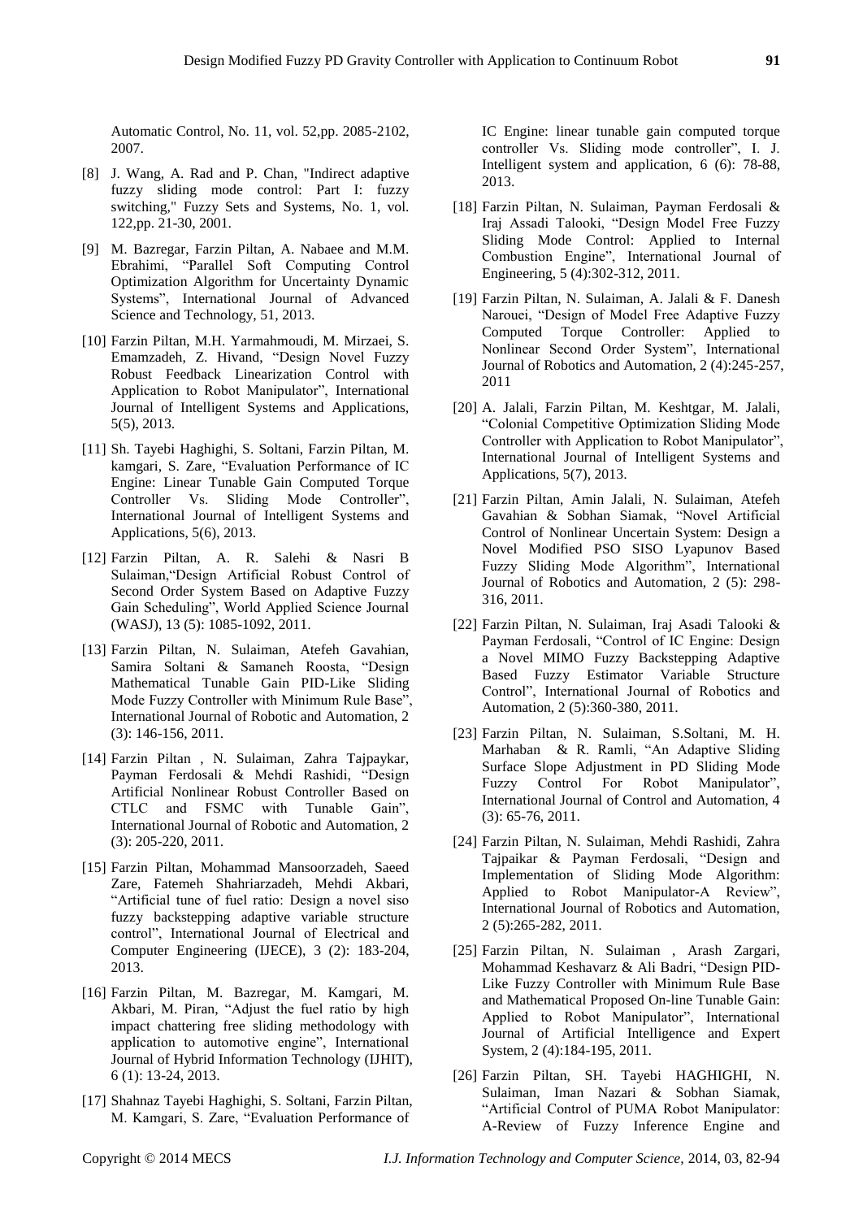Automatic Control, No. 11, vol. 52,pp. 2085-2102, 2007.

[8] J. Wang, A. Rad and P. Chan, "Indirect adaptive fuzzy sliding mode control: Part I: fuzzy switching," Fuzzy Sets and Systems, No. 1, vol. 122,pp. 21-30, 2001.

[9] M. Bazregar, Farzin Piltan, A. Nabaee and M.M. Ebrahimi, "Parallel Soft Computing Control Optimization Algorithm for Uncertainty Dynamic Systems", International Journal of Advanced Science and Technology, 51, 2013.

[10] Farzin Piltan, M.H. Yarmahmoudi, M. Mirzaei, S. Emamzadeh, Z. Hivand, "Design Novel Fuzzy Robust Feedback Linearization Control with Application to Robot Manipulator", International Journal of Intelligent Systems and Applications, 5(5), 2013.

[11] Sh. Tayebi Haghighi, S. Soltani, Farzin Piltan, M. kamgari, S. Zare, "Evaluation Performance of IC Engine: Linear Tunable Gain Computed Torque Controller Vs. Sliding Mode Controller", International Journal of Intelligent Systems and Applications, 5(6), 2013.

[12] Farzin Piltan, A. R. Salehi & Nasri B Sulaiman,"Design Artificial Robust Control of Second Order System Based on Adaptive Fuzzy Gain Scheduling", World Applied Science Journal (WASJ), 13 (5): 1085-1092, 2011.

[13] Farzin Piltan, N. Sulaiman, Atefeh Gavahian, Samira Soltani & Samaneh Roosta, "Design Mathematical Tunable Gain PID-Like Sliding Mode Fuzzy Controller with Minimum Rule Base", International Journal of Robotic and Automation, 2 (3): 146-156, 2011.

[14] Farzin Piltan , N. Sulaiman, Zahra Tajpaykar, Payman Ferdosali & Mehdi Rashidi, "Design Artificial Nonlinear Robust Controller Based on CTLC and FSMC with Tunable Gain", International Journal of Robotic and Automation, 2 (3): 205-220, 2011.

[15] Farzin Piltan, Mohammad Mansoorzadeh, Saeed Zare, Fatemeh Shahriarzadeh, Mehdi Akbari, "Artificial tune of fuel ratio: Design a novel siso fuzzy backstepping adaptive variable structure control", International Journal of Electrical and Computer Engineering (IJECE), 3 (2): 183-204, 2013.

[16] Farzin Piltan, M. Bazregar, M. Kamgari, M. Akbari, M. Piran, "Adjust the fuel ratio by high impact chattering free sliding methodology with application to automotive engine", International Journal of Hybrid Information Technology (IJHIT), 6 (1): 13-24, 2013.

[17] Shahnaz Tayebi Haghighi, S. Soltani, Farzin Piltan, M. Kamgari, S. Zare, "Evaluation Performance of IC Engine: linear tunable gain computed torque controller Vs. Sliding mode controller", I. J. Intelligent system and application, 6 (6): 78-88, 2013.

[18] Farzin Piltan, N. Sulaiman, Payman Ferdosali & Iraj Assadi Talooki, "Design Model Free Fuzzy Sliding Mode Control: Applied to Internal Combustion Engine", International Journal of Engineering, 5 (4):302-312, 2011.

[19] Farzin Piltan, N. Sulaiman, A. Jalali & F. Danesh Narouei, "Design of Model Free Adaptive Fuzzy Computed Torque Controller: Applied to Nonlinear Second Order System", International Journal of Robotics and Automation, 2 (4):245-257, 2011

[20] A. Jalali, Farzin Piltan, M. Keshtgar, M. Jalali, "Colonial Competitive Optimization Sliding Mode Controller with Application to Robot Manipulator", International Journal of Intelligent Systems and Applications, 5(7), 2013.

[21] Farzin Piltan, Amin Jalali, N. Sulaiman, Atefeh Gavahian & Sobhan Siamak, "Novel Artificial Control of Nonlinear Uncertain System: Design a Novel Modified PSO SISO Lyapunov Based Fuzzy Sliding Mode Algorithm", International Journal of Robotics and Automation, 2 (5): 298-316, 2011.

[22] Farzin Piltan, N. Sulaiman, Iraj Asadi Talooki & Payman Ferdosali, "Control of IC Engine: Design a Novel MIMO Fuzzy Backstepping Adaptive Based Fuzzy Estimator Variable Structure Control", International Journal of Robotics and Automation, 2 (5):360-380, 2011.

[23] Farzin Piltan, N. Sulaiman, S.Soltani, M. H. Marhaban & R. Ramli, "An Adaptive Sliding Surface Slope Adjustment in PD Sliding Mode Fuzzy Control For Robot Manipulator", International Journal of Control and Automation, 4 (3): 65-76, 2011.

[24] Farzin Piltan, N. Sulaiman, Mehdi Rashidi, Zahra Tajpaikar & Payman Ferdosali, "Design and Implementation of Sliding Mode Algorithm: Applied to Robot Manipulator-A Review", International Journal of Robotics and Automation, 2 (5):265-282, 2011.

[25] Farzin Piltan, N. Sulaiman , Arash Zargari, Mohammad Keshavarz & Ali Badri, "Design PID-Like Fuzzy Controller with Minimum Rule Base and Mathematical Proposed On-line Tunable Gain: Applied to Robot Manipulator", International Journal of Artificial Intelligence and Expert System, 2 (4):184-195, 2011.

[26] Farzin Piltan, SH. Tayebi HAGHIGHI, N. Sulaiman, Iman Nazari & Sobhan Siamak, "Artificial Control of PUMA Robot Manipulator: A-Review of Fuzzy Inference Engine and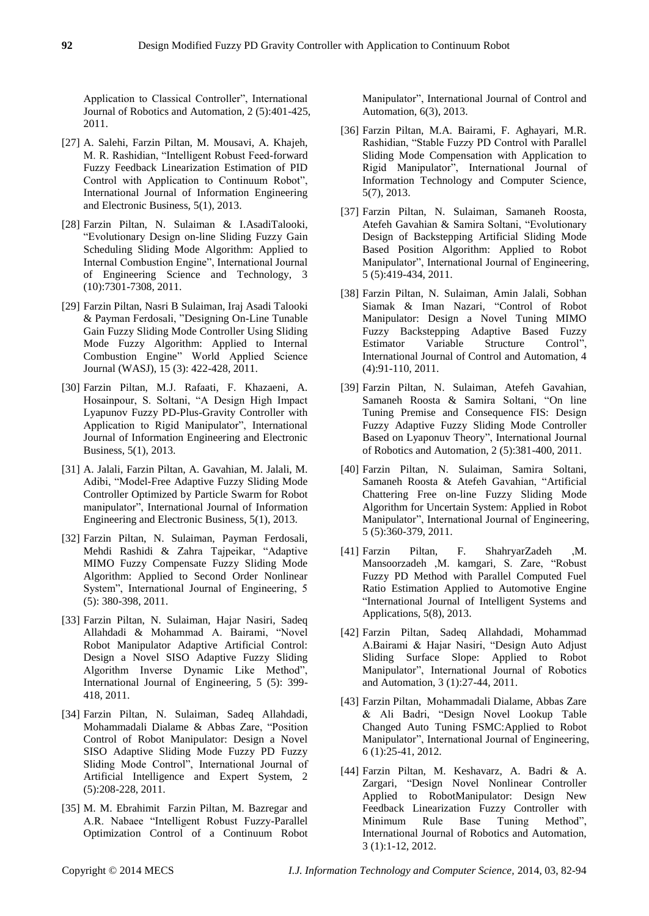Application to Classical Controller", International Journal of Robotics and Automation, 2 (5):401-425, 2011.

[27] A. Salehi, Farzin Piltan, M. Mousavi, A. Khajeh, M. R. Rashidian, "Intelligent Robust Feed-forward Fuzzy Feedback Linearization Estimation of PID Control with Application to Continuum Robot", International Journal of Information Engineering and Electronic Business, 5(1), 2013.

[28] Farzin Piltan, N. Sulaiman & I.AsadiTalooki, "Evolutionary Design on-line Sliding Fuzzy Gain Scheduling Sliding Mode Algorithm: Applied to Internal Combustion Engine", International Journal of Engineering Science and Technology, 3 (10):7301-7308, 2011.

[29] Farzin Piltan, Nasri B Sulaiman, Iraj Asadi Talooki & Payman Ferdosali, "Designing On-Line Tunable Gain Fuzzy Sliding Mode Controller Using Sliding Mode Fuzzy Algorithm: Applied to Internal Combustion Engine" World Applied Science Journal (WASJ), 15 (3): 422-428, 2011.

[30] Farzin Piltan, M.J. Rafaati, F. Khazaeni, A. Hosainpour, S. Soltani, "A Design High Impact Lyapunov Fuzzy PD-Plus-Gravity Controller with Application to Rigid Manipulator", International Journal of Information Engineering and Electronic Business, 5(1), 2013.

[31] A. Jalali, Farzin Piltan, A. Gavahian, M. Jalali, M. Adibi, "Model-Free Adaptive Fuzzy Sliding Mode Controller Optimized by Particle Swarm for Robot manipulator", International Journal of Information Engineering and Electronic Business, 5(1), 2013.

[32] Farzin Piltan, N. Sulaiman, Payman Ferdosali, Mehdi Rashidi & Zahra Tajpeikar, "Adaptive MIMO Fuzzy Compensate Fuzzy Sliding Mode Algorithm: Applied to Second Order Nonlinear System", International Journal of Engineering, 5 (5): 380-398, 2011.

[33] Farzin Piltan, N. Sulaiman, Hajar Nasiri, Sadeq Allahdadi & Mohammad A. Bairami, "Novel Robot Manipulator Adaptive Artificial Control: Design a Novel SISO Adaptive Fuzzy Sliding Algorithm Inverse Dynamic Like Method", International Journal of Engineering, 5 (5): 399-418, 2011.

[34] Farzin Piltan, N. Sulaiman, Sadeq Allahdadi, Mohammadali Dialame & Abbas Zare, "Position Control of Robot Manipulator: Design a Novel SISO Adaptive Sliding Mode Fuzzy PD Fuzzy Sliding Mode Control", International Journal of Artificial Intelligence and Expert System, 2 (5):208-228, 2011.

[35] M. M. Ebrahimit Farzin Piltan, M. Bazregar and A.R. Nabaee "Intelligent Robust Fuzzy-Parallel Optimization Control of a Continuum Robot Manipulator", International Journal of Control and Automation, 6(3), 2013.

[36] Farzin Piltan, M.A. Bairami, F. Aghayari, M.R. Rashidian, "Stable Fuzzy PD Control with Parallel Sliding Mode Compensation with Application to Rigid Manipulator", International Journal of Information Technology and Computer Science, 5(7), 2013.

[37] Farzin Piltan, N. Sulaiman, Samaneh Roosta, Atefeh Gavahian & Samira Soltani, "Evolutionary Design of Backstepping Artificial Sliding Mode Based Position Algorithm: Applied to Robot Manipulator", International Journal of Engineering, 5 (5):419-434, 2011.

[38] Farzin Piltan, N. Sulaiman, Amin Jalali, Sobhan Siamak & Iman Nazari, "Control of Robot Manipulator: Design a Novel Tuning MIMO Fuzzy Backstepping Adaptive Based Fuzzy Estimator Variable Structure Control", International Journal of Control and Automation, 4 (4):91-110, 2011.

[39] Farzin Piltan, N. Sulaiman, Atefeh Gavahian, Samaneh Roosta & Samira Soltani, "On line Tuning Premise and Consequence FIS: Design Fuzzy Adaptive Fuzzy Sliding Mode Controller Based on Lyaponuv Theory", International Journal of Robotics and Automation, 2 (5):381-400, 2011.

[40] Farzin Piltan, N. Sulaiman, Samira Soltani, Samaneh Roosta & Atefeh Gavahian, "Artificial Chattering Free on-line Fuzzy Sliding Mode Algorithm for Uncertain System: Applied in Robot Manipulator", International Journal of Engineering, 5 (5):360-379, 2011.

[41] Farzin Piltan, F. ShahryarZadeh ,M. Mansoorzadeh ,M. kamgari, S. Zare, "Robust Fuzzy PD Method with Parallel Computed Fuel Ratio Estimation Applied to Automotive Engine "International Journal of Intelligent Systems and Applications, 5(8), 2013.

[42] Farzin Piltan, Sadeq Allahdadi, Mohammad A.Bairami & Hajar Nasiri, "Design Auto Adjust Sliding Surface Slope: Applied to Robot Manipulator", International Journal of Robotics and Automation, 3 (1):27-44, 2011.

[43] Farzin Piltan, Mohammadali Dialame, Abbas Zare & Ali Badri, "Design Novel Lookup Table Changed Auto Tuning FSMC:Applied to Robot Manipulator", International Journal of Engineering, 6 (1):25-41, 2012.

[44] Farzin Piltan, M. Keshavarz, A. Badri & A. Zargari, "Design Novel Nonlinear Controller Applied to RobotManipulator: Design New Feedback Linearization Fuzzy Controller with Minimum Rule Base Tuning Method", International Journal of Robotics and Automation, 3 (1):1-12, 2012.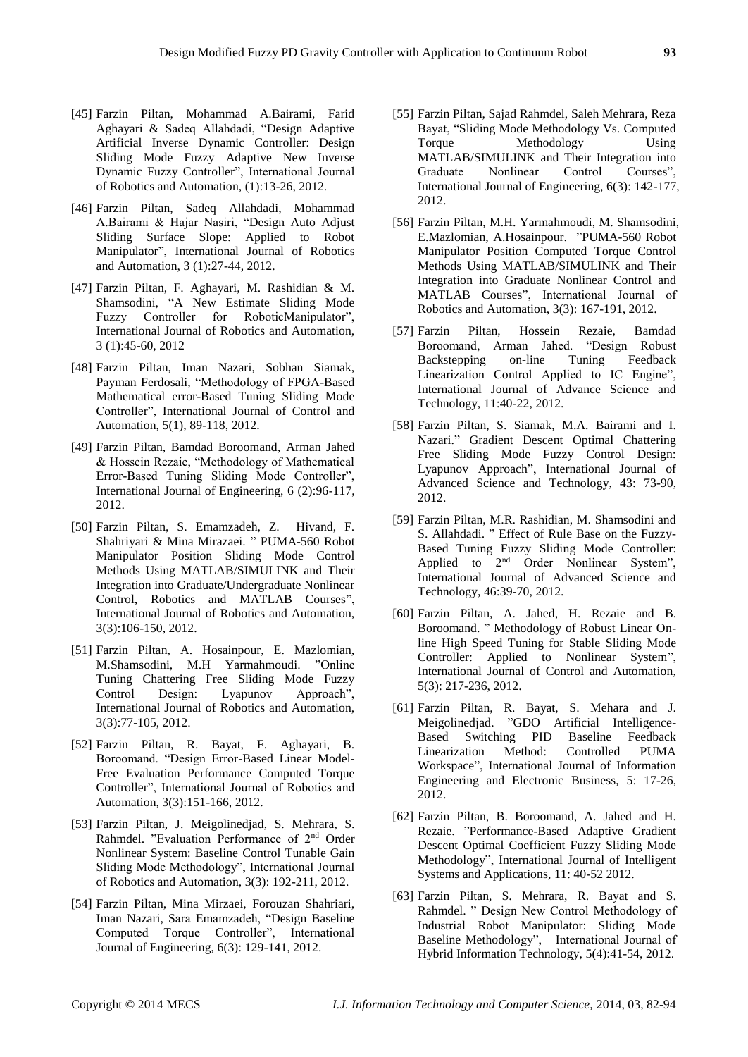[45] Farzin Piltan, Mohammad A.Bairami, Farid Aghayari & Sadeq Allahdadi, "Design Adaptive Artificial Inverse Dynamic Controller: Design Sliding Mode Fuzzy Adaptive New Inverse Dynamic Fuzzy Controller", International Journal of Robotics and Automation, (1):13-26, 2012.

[46] Farzin Piltan, Sadeq Allahdadi, Mohammad A.Bairami & Hajar Nasiri, "Design Auto Adjust Sliding Surface Slope: Applied to Robot Manipulator", International Journal of Robotics and Automation, 3 (1):27-44, 2012.

[47] Farzin Piltan, F. Aghayari, M. Rashidian & M. Shamsodini, "A New Estimate Sliding Mode Fuzzy Controller for RoboticManipulator", International Journal of Robotics and Automation, 3 (1):45-60, 2012

[48] Farzin Piltan, Iman Nazari, Sobhan Siamak, Payman Ferdosali, "Methodology of FPGA-Based Mathematical error-Based Tuning Sliding Mode Controller", International Journal of Control and Automation, 5(1), 89-118, 2012.

[49] Farzin Piltan, Bamdad Boroomand, Arman Jahed & Hossein Rezaie, "Methodology of Mathematical Error-Based Tuning Sliding Mode Controller", International Journal of Engineering, 6 (2):96-117, 2012.

[50] Farzin Piltan, S. Emamzadeh, Z. Hivand, F. Shahriyari & Mina Mirazaei. " PUMA-560 Robot Manipulator Position Sliding Mode Control Methods Using MATLAB/SIMULINK and Their Integration into Graduate/Undergraduate Nonlinear Control, Robotics and MATLAB Courses", International Journal of Robotics and Automation, 3(3):106-150, 2012.

[51] Farzin Piltan, A. Hosainpour, E. Mazlomian, M.Shamsodini, M.H Yarmahmoudi. "Online Tuning Chattering Free Sliding Mode Fuzzy Control Design: Lyapunov Approach", International Journal of Robotics and Automation, 3(3):77-105, 2012.

[52] Farzin Piltan, R. Bayat, F. Aghayari, B. Boroomand. "Design Error-Based Linear Model-Free Evaluation Performance Computed Torque Controller", International Journal of Robotics and Automation, 3(3):151-166, 2012.

[53] Farzin Piltan, J. Meigolinedjad, S. Mehrara, S. Rahmdel. "Evaluation Performance of 2nd Order Nonlinear System: Baseline Control Tunable Gain Sliding Mode Methodology", International Journal of Robotics and Automation, 3(3): 192-211, 2012.

[54] Farzin Piltan, Mina Mirzaei, Forouzan Shahriari, Iman Nazari, Sara Emamzadeh, "Design Baseline Computed Torque Controller", International Journal of Engineering, 6(3): 129-141, 2012.

[55] Farzin Piltan, Sajad Rahmdel, Saleh Mehrara, Reza Bayat, "Sliding Mode Methodology Vs. Computed Torque Methodology Using MATLAB/SIMULINK and Their Integration into Graduate Nonlinear Control Courses", International Journal of Engineering, 6(3): 142-177, 2012.

[56] Farzin Piltan, M.H. Yarmahmoudi, M. Shamsodini, E.Mazlomian, A.Hosainpour. "PUMA-560 Robot Manipulator Position Computed Torque Control Methods Using MATLAB/SIMULINK and Their Integration into Graduate Nonlinear Control and MATLAB Courses", International Journal of Robotics and Automation, 3(3): 167-191, 2012.

[57] Farzin Piltan, Hossein Rezaie, Bamdad Boroomand, Arman Jahed. "Design Robust Backstepping on-line Tuning Feedback Linearization Control Applied to IC Engine", International Journal of Advance Science and Technology, 11:40-22, 2012.

[58] Farzin Piltan, S. Siamak, M.A. Bairami and I. Nazari." Gradient Descent Optimal Chattering Free Sliding Mode Fuzzy Control Design: Lyapunov Approach", International Journal of Advanced Science and Technology, 43: 73-90, 2012.

[59] Farzin Piltan, M.R. Rashidian, M. Shamsodini and S. Allahdadi. " Effect of Rule Base on the Fuzzy-Based Tuning Fuzzy Sliding Mode Controller: Applied to 2nd Order Nonlinear System", International Journal of Advanced Science and Technology, 46:39-70, 2012.

[60] Farzin Piltan, A. Jahed, H. Rezaie and B. Boroomand. " Methodology of Robust Linear On-line High Speed Tuning for Stable Sliding Mode Controller: Applied to Nonlinear System", International Journal of Control and Automation, 5(3): 217-236, 2012.

[61] Farzin Piltan, R. Bayat, S. Mehara and J. Meigolinedjad. "GDO Artificial Intelligence-Based Switching PID Baseline Feedback Linearization Method: Controlled PUMA Workspace", International Journal of Information Engineering and Electronic Business, 5: 17-26, 2012.

[62] Farzin Piltan, B. Boroomand, A. Jahed and H. Rezaie. "Performance-Based Adaptive Gradient Descent Optimal Coefficient Fuzzy Sliding Mode Methodology", International Journal of Intelligent Systems and Applications, 11: 40-52 2012.

[63] Farzin Piltan, S. Mehrara, R. Bayat and S. Rahmdel. " Design New Control Methodology of Industrial Robot Manipulator: Sliding Mode Baseline Methodology", International Journal of Hybrid Information Technology, 5(4):41-54, 2012.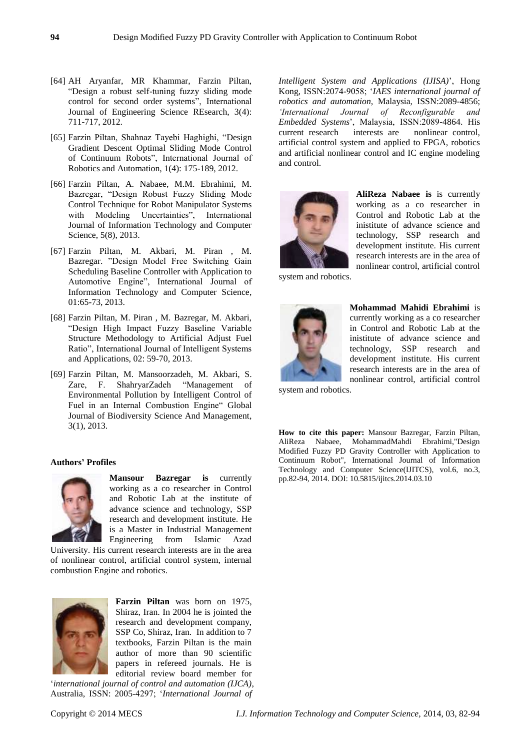[64] AH Aryanfar, MR Khammar, Farzin Piltan, "Design a robust self-tuning fuzzy sliding mode control for second order systems", International Journal of Engineering Science REsearch, 3(4): 711-717, 2012.

[65] Farzin Piltan, Shahnaz Tayebi Haghighi, "Design Gradient Descent Optimal Sliding Mode Control of Continuum Robots", International Journal of Robotics and Automation, 1(4): 175-189, 2012.

[66] Farzin Piltan, A. Nabaee, M.M. Ebrahimi, M. Bazregar, "Design Robust Fuzzy Sliding Mode Control Technique for Robot Manipulator Systems with Modeling Uncertainties", International Journal of Information Technology and Computer Science, 5(8), 2013.

[67] Farzin Piltan, M. Akbari, M. Piran , M. Bazregar. "Design Model Free Switching Gain Scheduling Baseline Controller with Application to Automotive Engine", International Journal of Information Technology and Computer Science, 01:65-73, 2013.

[68] Farzin Piltan, M. Piran , M. Bazregar, M. Akbari, "Design High Impact Fuzzy Baseline Variable Structure Methodology to Artificial Adjust Fuel Ratio", International Journal of Intelligent Systems and Applications, 02: 59-70, 2013.

[69] Farzin Piltan, M. Mansoorzadeh, M. Akbari, S. Zare, F. ShahryarZadeh "Management of Environmental Pollution by Intelligent Control of Fuel in an Internal Combustion Engine" Global Journal of Biodiversity Science And Management, 3(1), 2013.

**Authors' Profiles**

**Mansour Bazregar is** currently working as a co researcher in Control and Robotic Lab at the institute of advance science and technology, SSP research and development institute. He is a Master in Industrial Management Engineering from Islamic Azad University. His current research interests are in the area of nonlinear control, artificial control system, internal combustion Engine and robotics.

**Farzin Piltan** was born on 1975, Shiraz, Iran. In 2004 he is jointed the research and development company, SSP Co, Shiraz, Iran. In addition to 7 textbooks, Farzin Piltan is the main author of more than 90 scientific papers in refereed journals. He is editorial review board member for '*international journal of control and automation (IJCA)*, Australia, ISSN: 2005-4297; '*International Journal of Intelligent System and Applications (IJISA)*', Hong Kong, ISSN:2074-9058; '*IAES international journal of robotics and automation*, Malaysia, ISSN:2089-4856; '*International Journal of Reconfigurable and Embedded Systems*', Malaysia, ISSN:2089-4864. His current research interests are nonlinear control, artificial control system and applied to FPGA, robotics and artificial nonlinear control and IC engine modeling and control.

**AliReza Nabaee is** is currently working as a co researcher in Control and Robotic Lab at the inistitute of advance science and technology, SSP research and development institute. His current research interests are in the area of nonlinear control, artificial control system and robotics.

**Mohammad Mahidi Ebrahimi** is currently working as a co researcher in Control and Robotic Lab at the inistitute of advance science and technology, SSP research and development institute. His current research interests are in the area of nonlinear control, artificial control system and robotics.

**How to cite this paper:** Mansour Bazregar, Farzin Piltan, AliReza Nabaee, MohammadMahdi Ebrahimi,"Design Modified Fuzzy PD Gravity Controller with Application to Continuum Robot", International Journal of Information Technology and Computer Science(IJITCS), vol.6, no.3, pp.82-94, 2014. DOI: 10.5815/ijitcs.2014.03.10